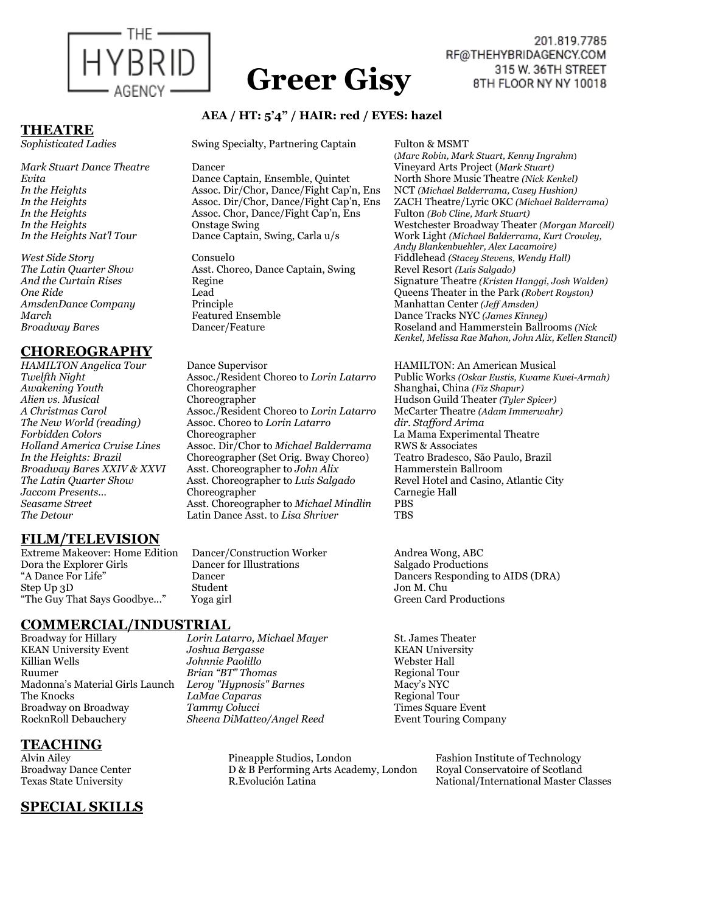THE HYBRID AGENCY

201.819.7785
RF@THEHYBRIDAGENCY.COM
315 W. 36TH STREET
8TH FLOOR NY NY 10018

# Greer Gisy

**AEA / HT: 5'4" / HAIR: red / EYES: hazel**

## THEATRE

| | | |
|---|---|---|
| *Sophisticated Ladies* | Swing Specialty, Partnering Captain | Fulton & MSMT (*Marc Robin, Mark Stuart, Kenny Ingrahm*) |
| *Mark Stuart Dance Theatre* | Dancer | Vineyard Arts Project (*Mark Stuart)* |
| *Evita* | Dance Captain, Ensemble, Quintet | North Shore Music Theatre *(Nick Kenkel)* |
| *In the Heights* | Assoc. Dir/Chor, Dance/Fight Cap'n, Ens | NCT *(Michael Balderrama, Casey Hushion)* |
| *In the Heights* | Assoc. Dir/Chor, Dance/Fight Cap'n, Ens | ZACH Theatre/Lyric OKC *(Michael Balderrama)* |
| *In the Heights* | Assoc. Chor, Dance/Fight Cap'n, Ens | Fulton *(Bob Cline, Mark Stuart)* |
| *In the Heights* | Onstage Swing | Westchester Broadway Theater *(Morgan Marcell)* |
| *In the Heights Nat'l Tour* | Dance Captain, Swing, Carla u/s | Work Light *(Michael Balderrama, Kurt Crowley, Andy Blankenbuehler, Alex Lacamoire)* |
| *West Side Story* | Consuelo | Fiddlehead *(Stacey Stevens, Wendy Hall)* |
| *The Latin Quarter Show* | Asst. Choreo, Dance Captain, Swing | Revel Resort *(Luis Salgado)* |
| *And the Curtain Rises* | Regine | Signature Theatre *(Kristen Hanggi, Josh Walden)* |
| *One Ride* | Lead | Queens Theater in the Park *(Robert Royston)* |
| *AmsdenDance Company* | Principle | Manhattan Center *(Jeff Amsden)* |
| *March* | Featured Ensemble | Dance Tracks NYC *(James Kinney)* |
| *Broadway Bares* | Dancer/Feature | Roseland and Hammerstein Ballrooms *(Nick Kenkel, Melissa Rae Mahon, John Alix, Kellen Stancil)* |

## CHOREOGRAPHY

| | | |
|---|---|---|
| *HAMILTON Angelica Tour* | Dance Supervisor | HAMILTON: An American Musical |
| *Twelfth Night* | Assoc./Resident Choreo to *Lorin Latarro* | Public Works *(Oskar Eustis, Kwame Kwei-Armah)* |
| *Awakening Youth* | Choreographer | Shanghai, China *(Fiz Shapur)* |
| *Alien vs. Musical* | Choreographer | Hudson Guild Theater *(Tyler Spicer)* |
| *A Christmas Carol* | Assoc./Resident Choreo to *Lorin Latarro* | McCarter Theatre *(Adam Immerwahr)* |
| *The New World (reading)* | Assoc. Choreo to *Lorin Latarro* | *dir. Stafford Arima* |
| *Forbidden Colors* | Choreographer | La Mama Experimental Theatre |
| *Holland America Cruise Lines* | Assoc. Dir/Chor to *Michael Balderrama* | RWS & Associates |
| *In the Heights: Brazil* | Choreographer (Set Orig. Bway Choreo) | Teatro Bradesco, São Paulo, Brazil |
| *Broadway Bares XXIV & XXVI* | Asst. Choreographer to *John Alix* | Hammerstein Ballroom |
| *The Latin Quarter Show* | Asst. Choreographer to *Luis Salgado* | Revel Hotel and Casino, Atlantic City |
| *Jaccom Presents…* | Choreographer | Carnegie Hall |
| *Seasame Street* | Asst. Choreographer to *Michael Mindlin* | PBS |
| *The Detour* | Latin Dance Asst. to *Lisa Shriver* | TBS |

## FILM/TELEVISION

| | | |
|---|---|---|
| Extreme Makeover: Home Edition | Dancer/Construction Worker | Andrea Wong, ABC |
| Dora the Explorer Girls | Dancer for Illustrations | Salgado Productions |
| "A Dance For Life" | Dancer | Dancers Responding to AIDS (DRA) |
| Step Up 3D | Student | Jon M. Chu |
| "The Guy That Says Goodbye…" | Yoga girl | Green Card Productions |

## COMMERCIAL/INDUSTRIAL

| | | |
|---|---|---|
| Broadway for Hillary | *Lorin Latarro, Michael Mayer* | St. James Theater |
| KEAN University Event | *Joshua Bergasse* | KEAN University |
| Killian Wells | *Johnnie Paolillo* | Webster Hall |
| Ruumer | *Brian "BT" Thomas* | Regional Tour |
| Madonna's Material Girls Launch | *Leroy "Hypnosis" Barnes* | Macy's NYC |
| The Knocks | *LaMae Caparas* | Regional Tour |
| Broadway on Broadway | *Tammy Colucci* | Times Square Event |
| RocknRoll Debauchery | *Sheena DiMatteo/Angel Reed* | Event Touring Company |

## TEACHING

| | | |
|---|---|---|
| Alvin Ailey | Pineapple Studios, London | Fashion Institute of Technology |
| Broadway Dance Center | D & B Performing Arts Academy, London | Royal Conservatoire of Scotland |
| Texas State University | R.Evolución Latina | National/International Master Classes |

## SPECIAL SKILLS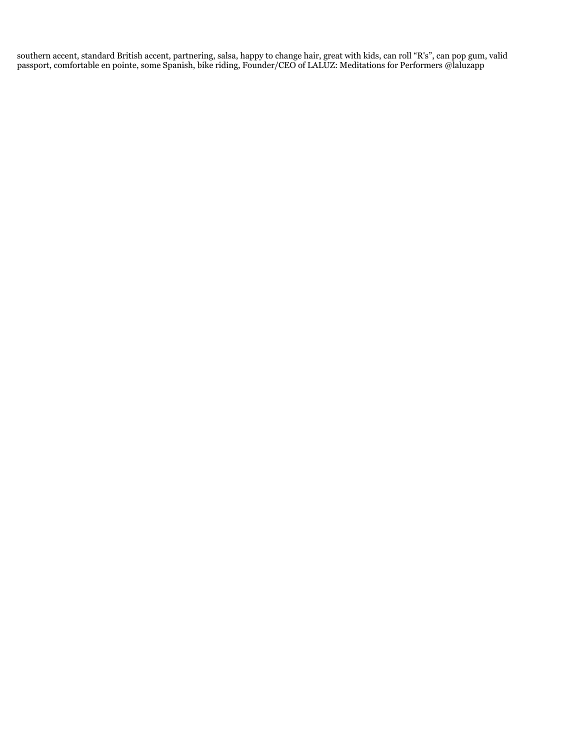southern accent, standard British accent, partnering, salsa, happy to change hair, great with kids, can roll “R's”, can pop gum, valid passport, comfortable en pointe, some Spanish, bike riding, Founder/CEO of LALUZ: Meditations for Performers @laluzapp